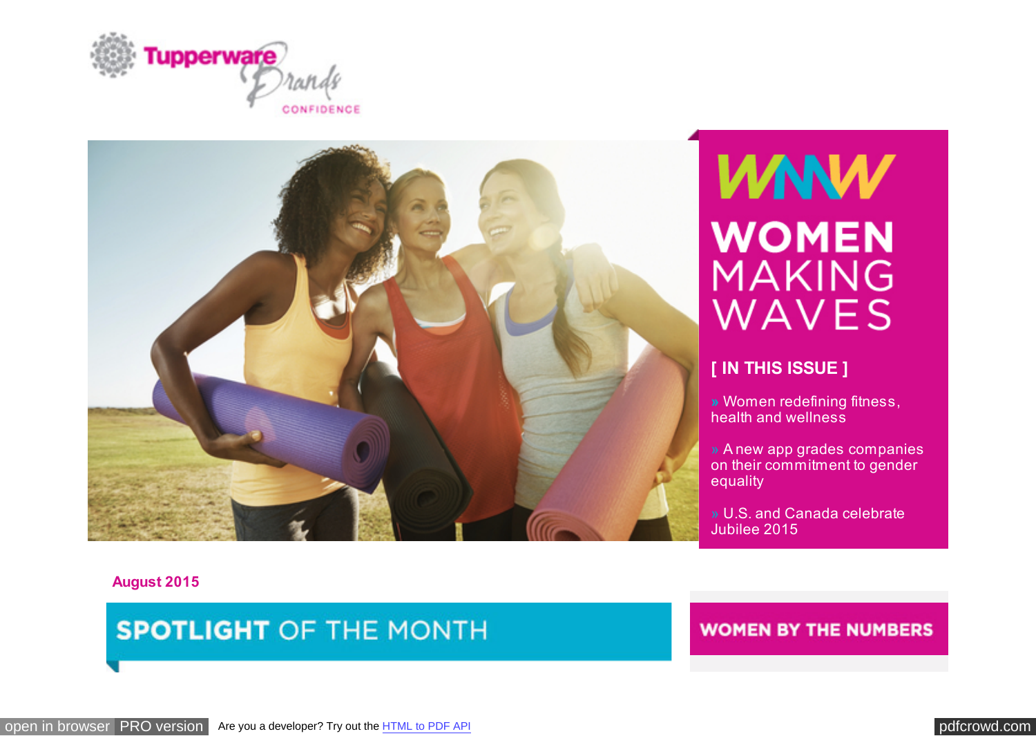Tupperware Brands CONFIDENCE

# WOMEN MAKING WAVES

**[ IN THIS ISSUE ]**

» Women redefining fitness, health and wellness

» A new app grades companies on their commitment to gender equality

» U.S. and Canada celebrate Jubilee 2015

**August 2015**

## SPOTLIGHT OF THE MONTH

## WOMEN BY THE NUMBERS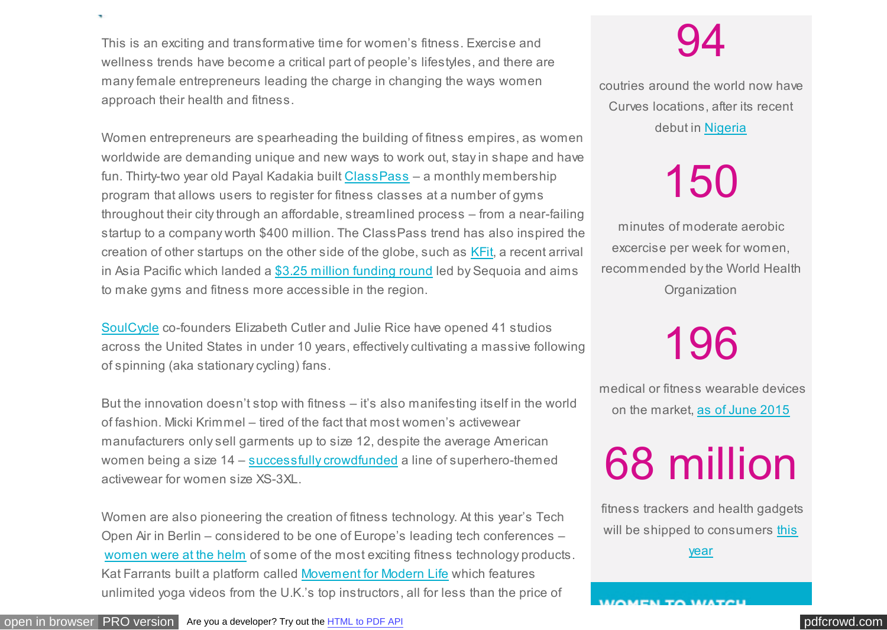This is an exciting and transformative time for women's fitness. Exercise and wellness trends have become a critical part of people's lifestyles, and there are many female entrepreneurs leading the charge in changing the ways women approach their health and fitness.

Women entrepreneurs are spearheading the building of fitness empires, as women worldwide are demanding unique and new ways to work out, stay in shape and have fun. Thirty-two year old Payal Kadakia built ClassPass – a monthly membership program that allows users to register for fitness classes at a number of gyms throughout their city through an affordable, streamlined process – from a near-failing startup to a company worth $400 million. The ClassPass trend has also inspired the creation of other startups on the other side of the globe, such as KFit, a recent arrival in Asia Pacific which landed a $3.25 million funding round led by Sequoia and aims to make gyms and fitness more accessible in the region.

SoulCycle co-founders Elizabeth Cutler and Julie Rice have opened 41 studios across the United States in under 10 years, effectively cultivating a massive following of spinning (aka stationary cycling) fans.

But the innovation doesn't stop with fitness – it's also manifesting itself in the world of fashion. Micki Krimmel – tired of the fact that most women's activewear manufacturers only sell garments up to size 12, despite the average American women being a size 14 – successfully crowdfunded a line of superhero-themed activewear for women size XS-3XL.

Women are also pioneering the creation of fitness technology. At this year's Tech Open Air in Berlin – considered to be one of Europe's leading tech conferences – women were at the helm of some of the most exciting fitness technology products. Kat Farrants built a platform called Movement for Modern Life which features unlimited yoga videos from the U.K.'s top instructors, all for less than the price of

**94**

coutries around the world now have Curves locations, after its recent debut in Nigeria

**150**

minutes of moderate aerobic excercise per week for women, recommended by the World Health Organization

**196**

medical or fitness wearable devices on the market, as of June 2015

**68 million**

fitness trackers and health gadgets will be shipped to consumers this year

## WOMEN TO WATCH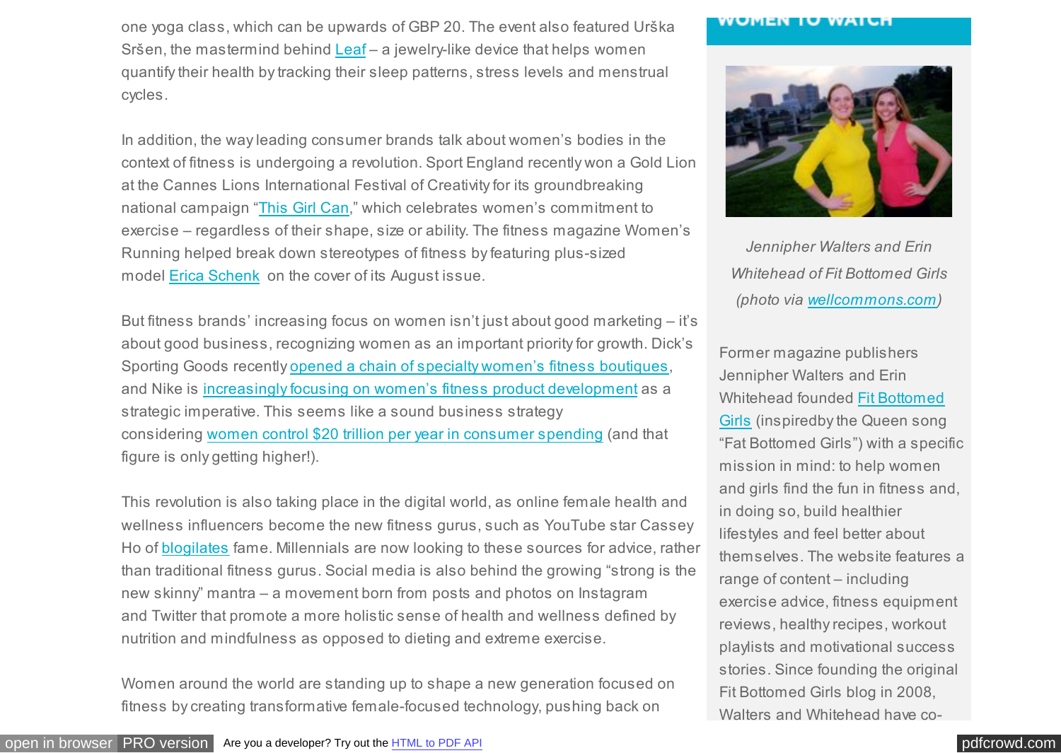one yoga class, which can be upwards of GBP 20. The event also featured Urška Sršen, the mastermind behind Leaf – a jewelry-like device that helps women quantify their health by tracking their sleep patterns, stress levels and menstrual cycles.

In addition, the way leading consumer brands talk about women's bodies in the context of fitness is undergoing a revolution. Sport England recently won a Gold Lion at the Cannes Lions International Festival of Creativity for its groundbreaking national campaign "This Girl Can," which celebrates women's commitment to exercise – regardless of their shape, size or ability. The fitness magazine Women's Running helped break down stereotypes of fitness by featuring plus-sized model Erica Schenk on the cover of its August issue.

But fitness brands' increasing focus on women isn't just about good marketing – it's about good business, recognizing women as an important priority for growth. Dick's Sporting Goods recently opened a chain of specialty women's fitness boutiques, and Nike is increasingly focusing on women's fitness product development as a strategic imperative. This seems like a sound business strategy considering women control $20 trillion per year in consumer spending (and that figure is only getting higher!).

This revolution is also taking place in the digital world, as online female health and wellness influencers become the new fitness gurus, such as YouTube star Cassey Ho of blogilates fame. Millennials are now looking to these sources for advice, rather than traditional fitness gurus. Social media is also behind the growing "strong is the new skinny" mantra – a movement born from posts and photos on Instagram and Twitter that promote a more holistic sense of health and wellness defined by nutrition and mindfulness as opposed to dieting and extreme exercise.

Women around the world are standing up to shape a new generation focused on fitness by creating transformative female-focused technology, pushing back on

## WOMEN TO WATCH

*Jennipher Walters and Erin Whitehead of Fit Bottomed Girls (photo via wellcommons.com)*

Former magazine publishers Jennipher Walters and Erin Whitehead founded Fit Bottomed Girls (inspiredby the Queen song "Fat Bottomed Girls") with a specific mission in mind: to help women and girls find the fun in fitness and, in doing so, build healthier lifestyles and feel better about themselves. The website features a range of content – including exercise advice, fitness equipment reviews, healthy recipes, workout playlists and motivational success stories. Since founding the original Fit Bottomed Girls blog in 2008, Walters and Whitehead have co-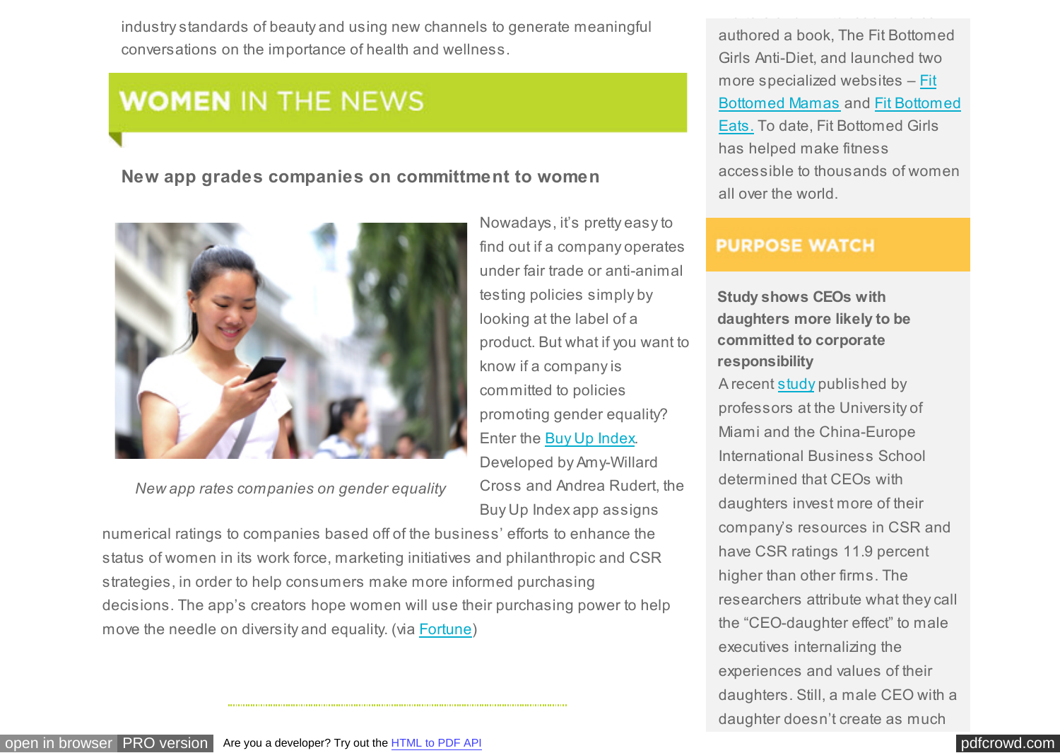industry standards of beauty and using new channels to generate meaningful conversations on the importance of health and wellness.

## WOMEN IN THE NEWS

### New app grades companies on committment to women

*New app rates companies on gender equality*

Nowadays, it's pretty easy to find out if a company operates under fair trade or anti-animal testing policies simply by looking at the label of a product. But what if you want to know if a company is committed to policies promoting gender equality? Enter the [Buy Up Index](). Developed by Amy-Willard Cross and Andrea Rudert, the Buy Up Index app assigns numerical ratings to companies based off of the business' efforts to enhance the status of women in its work force, marketing initiatives and philanthropic and CSR strategies, in order to help consumers make more informed purchasing decisions. The app's creators hope women will use their purchasing power to help move the needle on diversity and equality. (via [Fortune]())

authored a book, The Fit Bottomed Girls Anti-Diet, and launched two more specialized websites – [Fit Bottomed Mamas]() and [Fit Bottomed Eats.]() To date, Fit Bottomed Girls has helped make fitness accessible to thousands of women all over the world.

## PURPOSE WATCH

**Study shows CEOs with daughters more likely to be committed to corporate responsibility**

A recent [study]() published by professors at the University of Miami and the China-Europe International Business School determined that CEOs with daughters invest more of their company's resources in CSR and have CSR ratings 11.9 percent higher than other firms. The researchers attribute what they call the "CEO-daughter effect" to male executives internalizing the experiences and values of their daughters. Still, a male CEO with a daughter doesn't create as much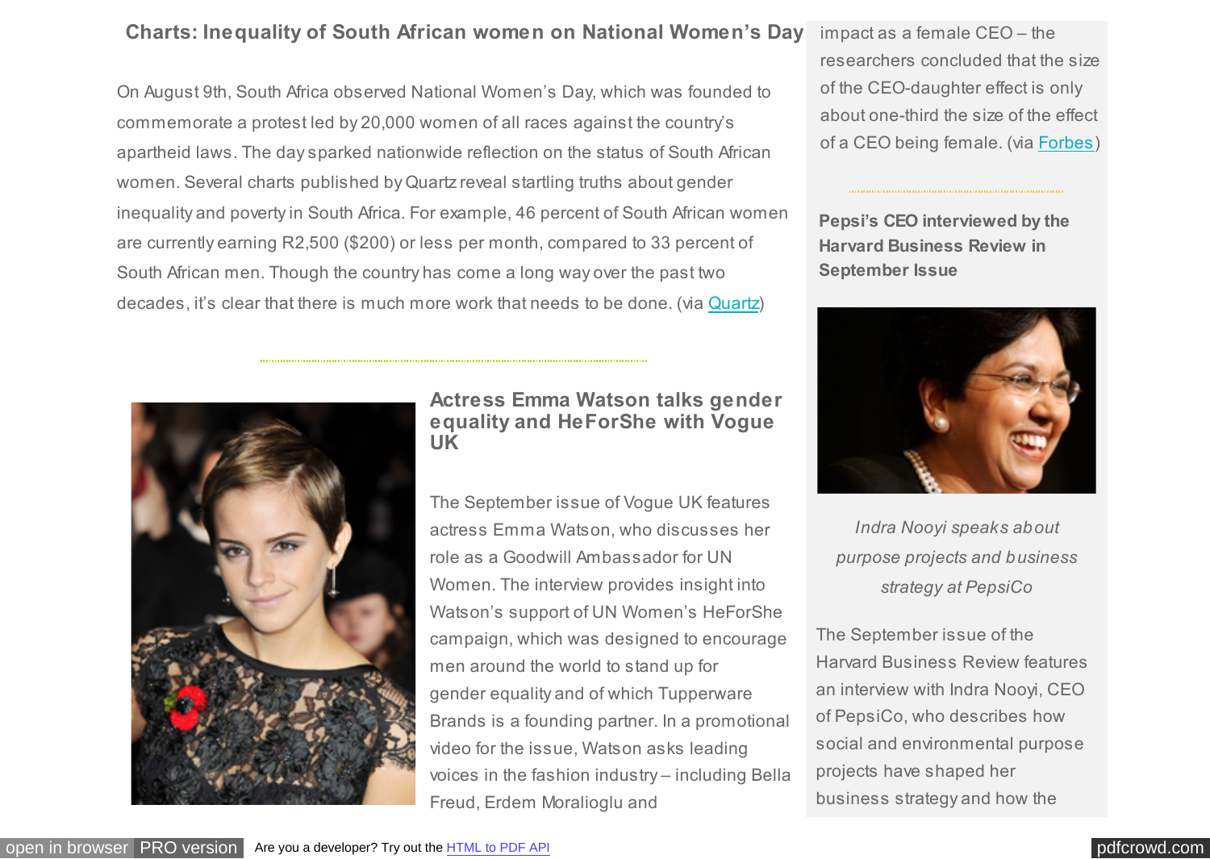## Charts: Inequality of South African women on National Women's Day

On August 9th, South Africa observed National Women's Day, which was founded to commemorate a protest led by 20,000 women of all races against the country's apartheid laws. The day sparked nationwide reflection on the status of South African women. Several charts published by Quartz reveal startling truths about gender inequality and poverty in South Africa. For example, 46 percent of South African women are currently earning R2,500 ($200) or less per month, compared to 33 percent of South African men. Though the country has come a long way over the past two decades, it's clear that there is much more work that needs to be done. (via Quartz)

## Actress Emma Watson talks gender equality and HeForShe with Vogue UK

The September issue of Vogue UK features actress Emma Watson, who discusses her role as a Goodwill Ambassador for UN Women. The interview provides insight into Watson's support of UN Women's HeForShe campaign, which was designed to encourage men around the world to stand up for gender equality and of which Tupperware Brands is a founding partner. In a promotional video for the issue, Watson asks leading voices in the fashion industry – including Bella Freud, Erdem Moralioglu and

impact as a female CEO – the researchers concluded that the size of the CEO-daughter effect is only about one-third the size of the effect of a CEO being female. (via Forbes)

## Pepsi's CEO interviewed by the Harvard Business Review in September Issue

*Indra Nooyi speaks about purpose projects and business strategy at PepsiCo*

The September issue of the Harvard Business Review features an interview with Indra Nooyi, CEO of PepsiCo, who describes how social and environmental purpose projects have shaped her business strategy and how the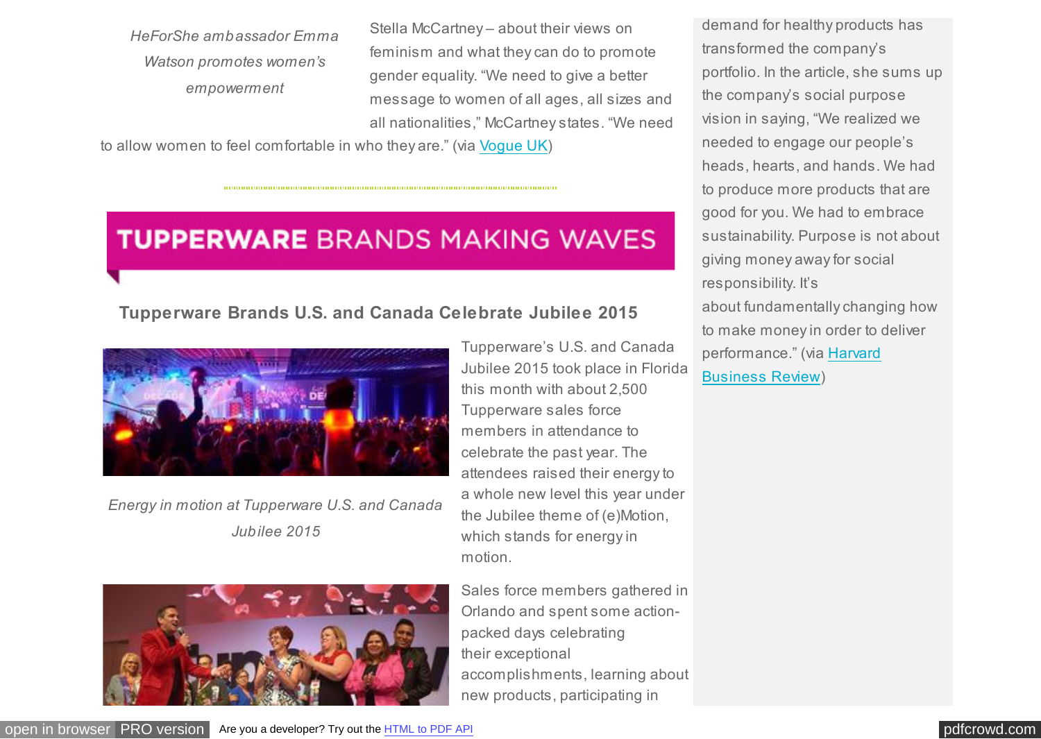*HeForShe ambassador Emma Watson promotes women's empowerment*

Stella McCartney – about their views on feminism and what they can do to promote gender equality. "We need to give a better message to women of all ages, all sizes and all nationalities," McCartney states. "We need to allow women to feel comfortable in who they are." (via Vogue UK)

## TUPPERWARE BRANDS MAKING WAVES

### Tupperware Brands U.S. and Canada Celebrate Jubilee 2015

*Energy in motion at Tupperware U.S. and Canada Jubilee 2015*

Tupperware's U.S. and Canada Jubilee 2015 took place in Florida this month with about 2,500 Tupperware sales force members in attendance to celebrate the past year. The attendees raised their energy to a whole new level this year under the Jubilee theme of (e)Motion, which stands for energy in motion.

Sales force members gathered in Orlando and spent some action-packed days celebrating their exceptional accomplishments, learning about new products, participating in

demand for healthy products has transformed the company's portfolio. In the article, she sums up the company's social purpose vision in saying, "We realized we needed to engage our people's heads, hearts, and hands. We had to produce more products that are good for you. We had to embrace sustainability. Purpose is not about giving money away for social responsibility. It's about fundamentally changing how to make money in order to deliver performance." (via Harvard Business Review)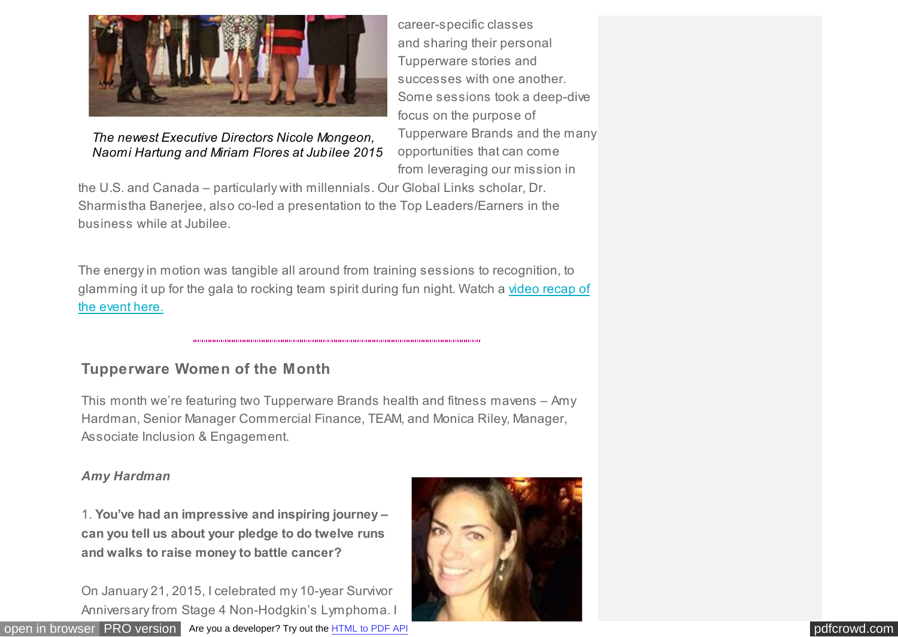*The newest Executive Directors Nicole Mongeon, Naomi Hartung and Miriam Flores at Jubilee 2015*

career-specific classes and sharing their personal Tupperware stories and successes with one another. Some sessions took a deep-dive focus on the purpose of Tupperware Brands and the many opportunities that can come from leveraging our mission in the U.S. and Canada – particularly with millennials. Our Global Links scholar, Dr. Sharmistha Banerjee, also co-led a presentation to the Top Leaders/Earners in the business while at Jubilee.

The energy in motion was tangible all around from training sessions to recognition, to glamming it up for the gala to rocking team spirit during fun night. Watch a video recap of the event here.

## Tupperware Women of the Month

This month we're featuring two Tupperware Brands health and fitness mavens – Amy Hardman, Senior Manager Commercial Finance, TEAM, and Monica Riley, Manager, Associate Inclusion & Engagement.

### *Amy Hardman*

1. **You've had an impressive and inspiring journey – can you tell us about your pledge to do twelve runs and walks to raise money to battle cancer?**

On January 21, 2015, I celebrated my 10-year Survivor Anniversary from Stage 4 Non-Hodgkin's Lymphoma. I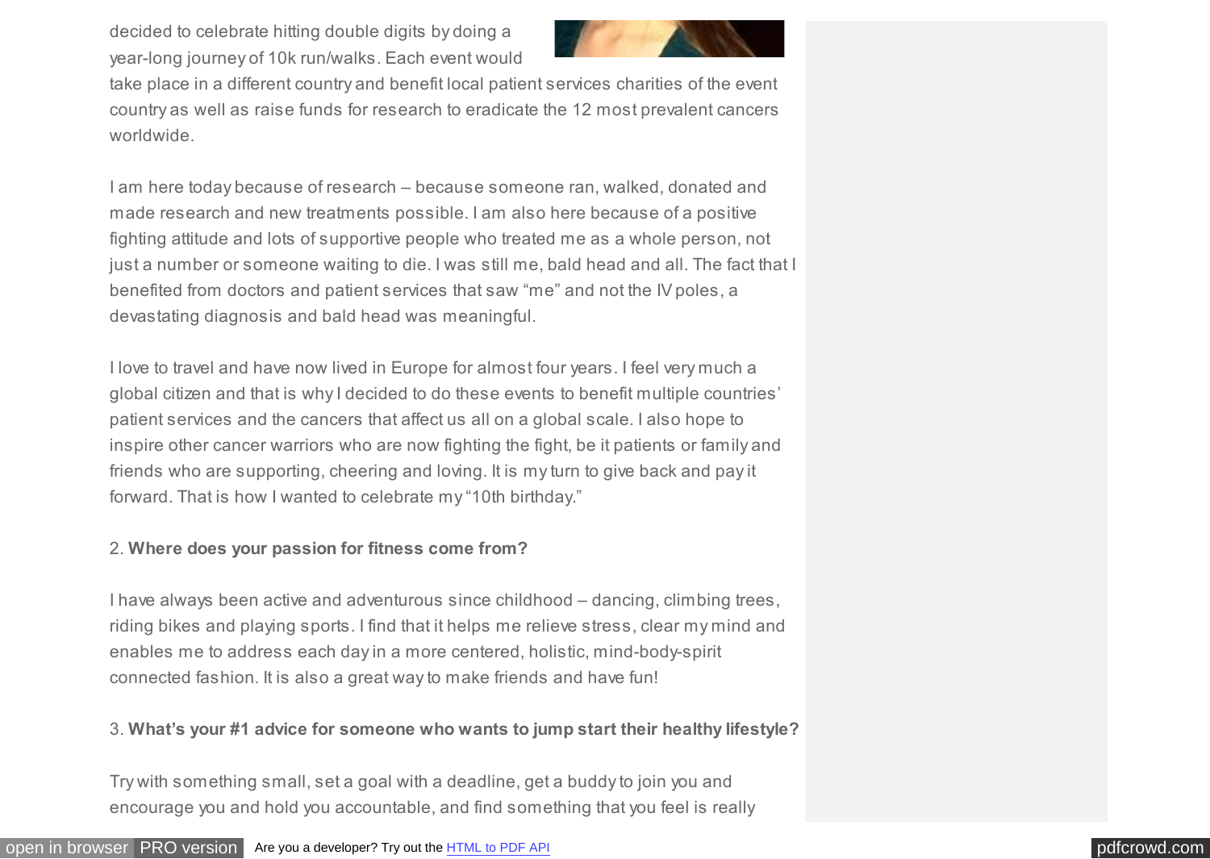decided to celebrate hitting double digits by doing a year-long journey of 10k run/walks. Each event would take place in a different country and benefit local patient services charities of the event country as well as raise funds for research to eradicate the 12 most prevalent cancers worldwide.

I am here today because of research – because someone ran, walked, donated and made research and new treatments possible. I am also here because of a positive fighting attitude and lots of supportive people who treated me as a whole person, not just a number or someone waiting to die. I was still me, bald head and all. The fact that I benefited from doctors and patient services that saw "me" and not the IV poles, a devastating diagnosis and bald head was meaningful.

I love to travel and have now lived in Europe for almost four years. I feel very much a global citizen and that is why I decided to do these events to benefit multiple countries' patient services and the cancers that affect us all on a global scale. I also hope to inspire other cancer warriors who are now fighting the fight, be it patients or family and friends who are supporting, cheering and loving. It is my turn to give back and pay it forward. That is how I wanted to celebrate my "10th birthday."

2. **Where does your passion for fitness come from?**

I have always been active and adventurous since childhood – dancing, climbing trees, riding bikes and playing sports. I find that it helps me relieve stress, clear my mind and enables me to address each day in a more centered, holistic, mind-body-spirit connected fashion. It is also a great way to make friends and have fun!

3. **What's your #1 advice for someone who wants to jump start their healthy lifestyle?**

Try with something small, set a goal with a deadline, get a buddy to join you and encourage you and hold you accountable, and find something that you feel is really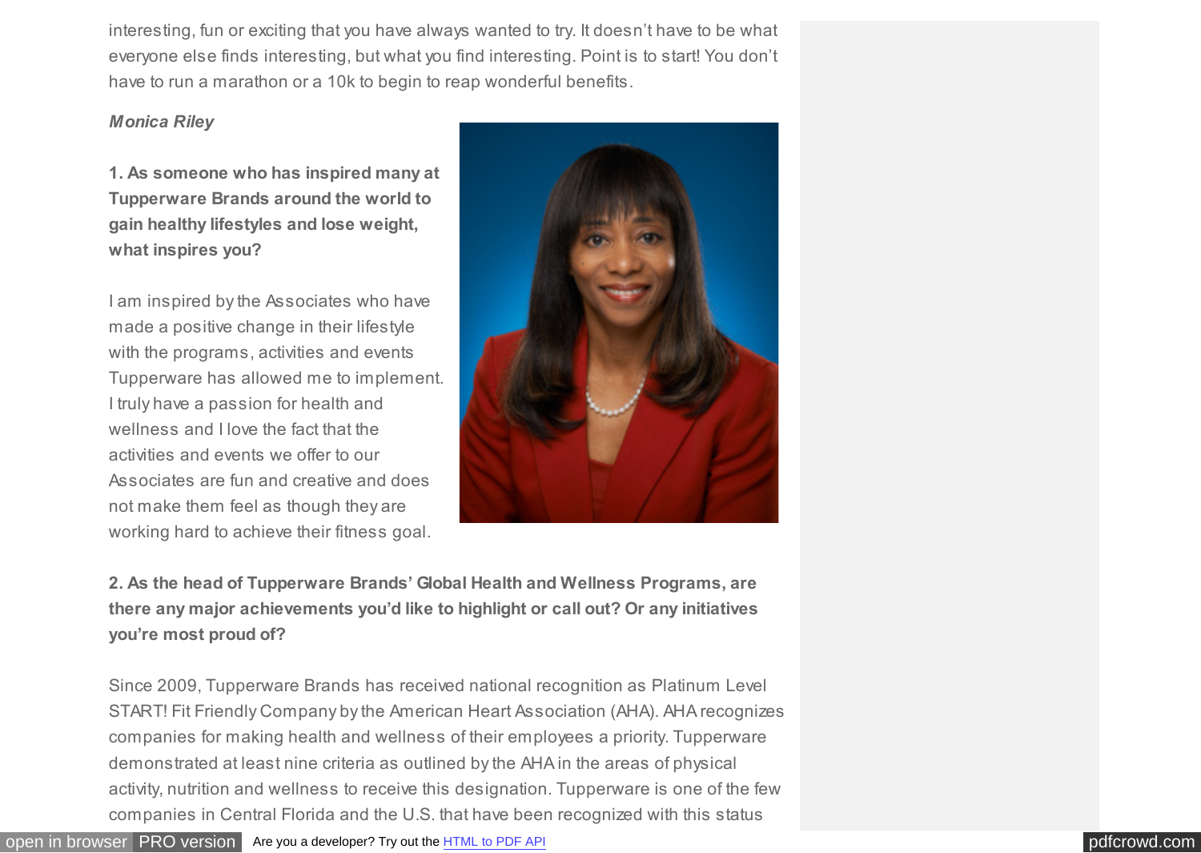interesting, fun or exciting that you have always wanted to try. It doesn't have to be what everyone else finds interesting, but what you find interesting. Point is to start! You don't have to run a marathon or a 10k to begin to reap wonderful benefits.

***Monica Riley***

**1. As someone who has inspired many at Tupperware Brands around the world to gain healthy lifestyles and lose weight, what inspires you?**

I am inspired by the Associates who have made a positive change in their lifestyle with the programs, activities and events Tupperware has allowed me to implement. I truly have a passion for health and wellness and I love the fact that the activities and events we offer to our Associates are fun and creative and does not make them feel as though they are working hard to achieve their fitness goal.

**2. As the head of Tupperware Brands' Global Health and Wellness Programs, are there any major achievements you'd like to highlight or call out? Or any initiatives you're most proud of?**

Since 2009, Tupperware Brands has received national recognition as Platinum Level START! Fit Friendly Company by the American Heart Association (AHA). AHA recognizes companies for making health and wellness of their employees a priority. Tupperware demonstrated at least nine criteria as outlined by the AHA in the areas of physical activity, nutrition and wellness to receive this designation. Tupperware is one of the few companies in Central Florida and the U.S. that have been recognized with this status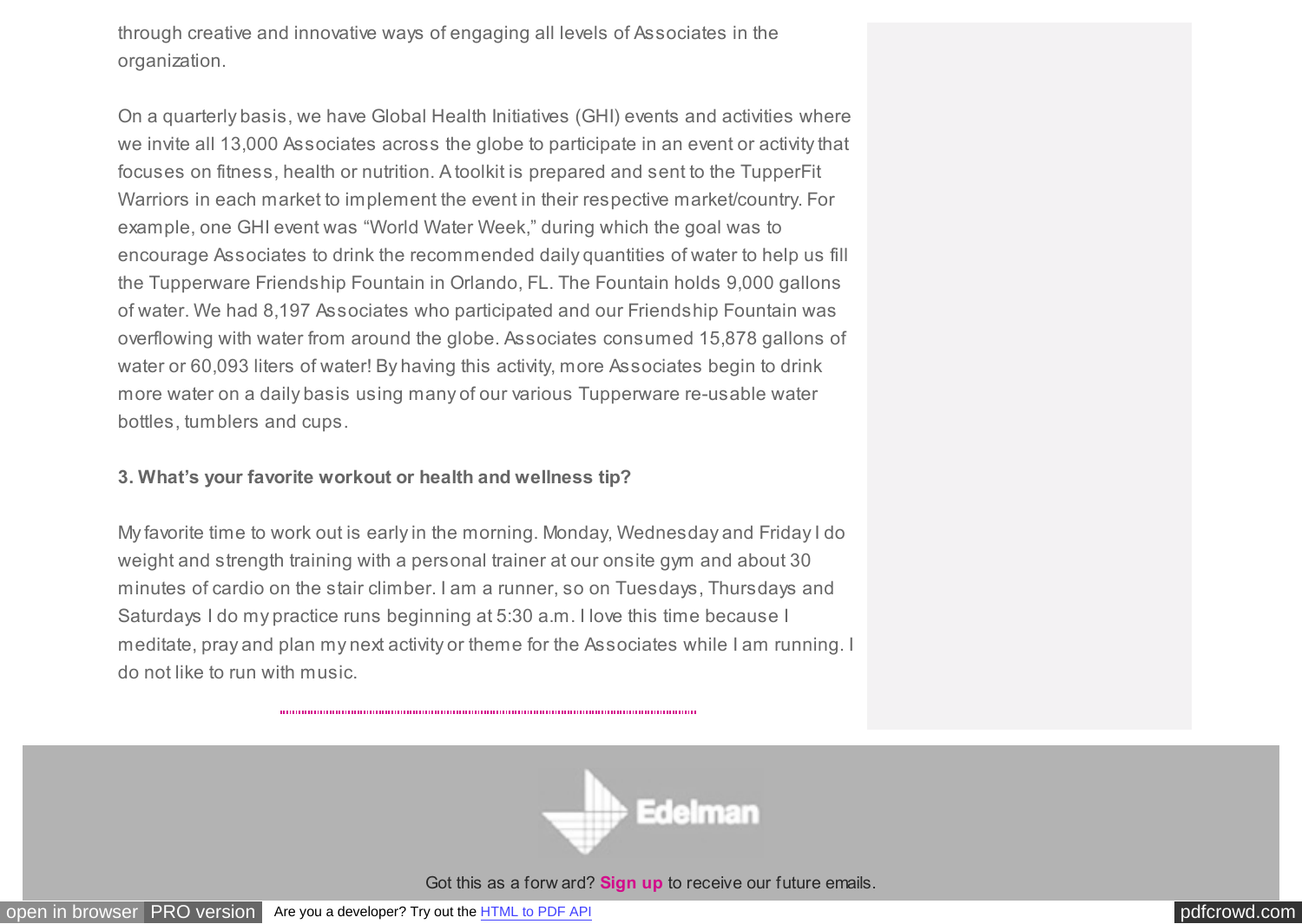through creative and innovative ways of engaging all levels of Associates in the organization.

On a quarterly basis, we have Global Health Initiatives (GHI) events and activities where we invite all 13,000 Associates across the globe to participate in an event or activity that focuses on fitness, health or nutrition. A toolkit is prepared and sent to the TupperFit Warriors in each market to implement the event in their respective market/country. For example, one GHI event was “World Water Week,” during which the goal was to encourage Associates to drink the recommended daily quantities of water to help us fill the Tupperware Friendship Fountain in Orlando, FL. The Fountain holds 9,000 gallons of water. We had 8,197 Associates who participated and our Friendship Fountain was overflowing with water from around the globe. Associates consumed 15,878 gallons of water or 60,093 liters of water! By having this activity, more Associates begin to drink more water on a daily basis using many of our various Tupperware re-usable water bottles, tumblers and cups.

**3. What’s your favorite workout or health and wellness tip?**

My favorite time to work out is early in the morning. Monday, Wednesday and Friday I do weight and strength training with a personal trainer at our onsite gym and about 30 minutes of cardio on the stair climber. I am a runner, so on Tuesdays, Thursdays and Saturdays I do my practice runs beginning at 5:30 a.m. I love this time because I meditate, pray and plan my next activity or theme for the Associates while I am running. I do not like to run with music.

Edelman

Got this as a forward? **Sign up** to receive our future emails.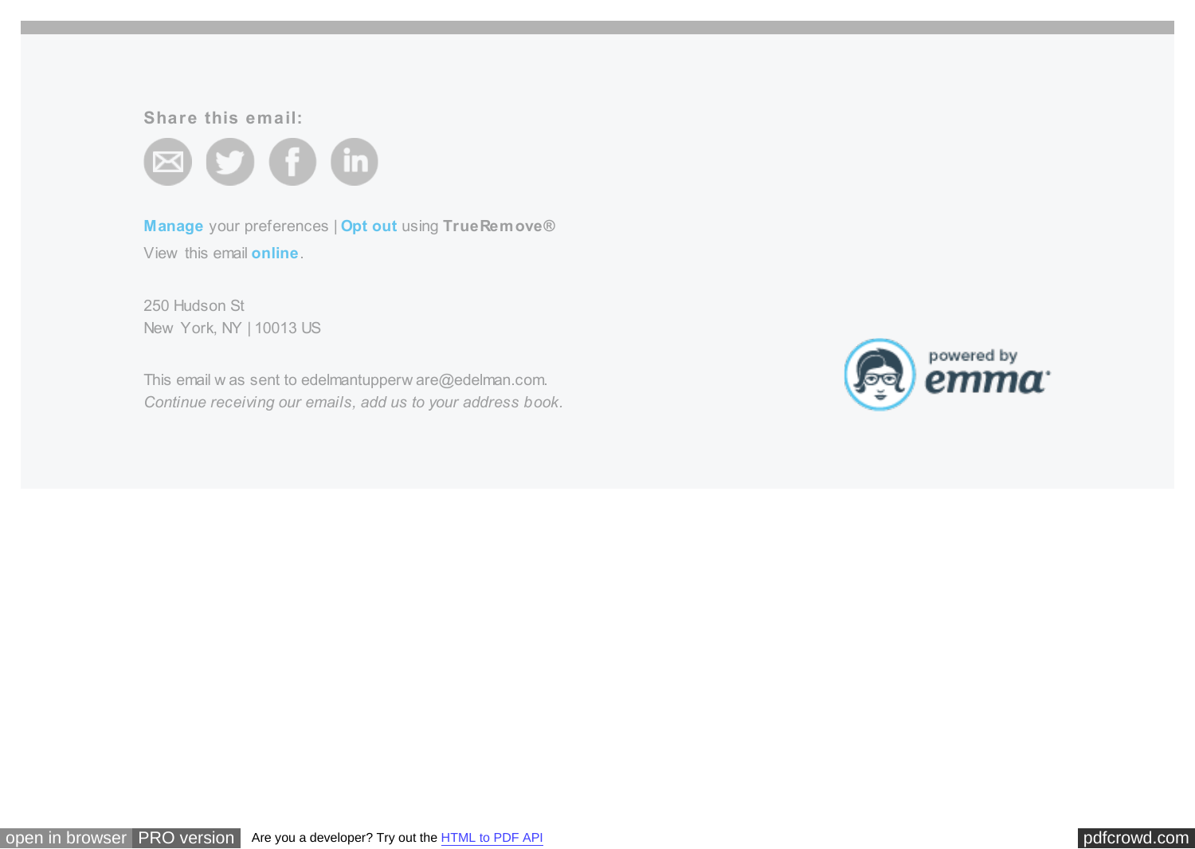**Share this email:**

**Manage** your preferences | **Opt out** using **TrueRemove®**

View this email **online**.

250 Hudson St
New York, NY | 10013 US

This email was sent to edelmantupperware@edelman.com.
*Continue receiving our emails, add us to your address book.*

powered by emma